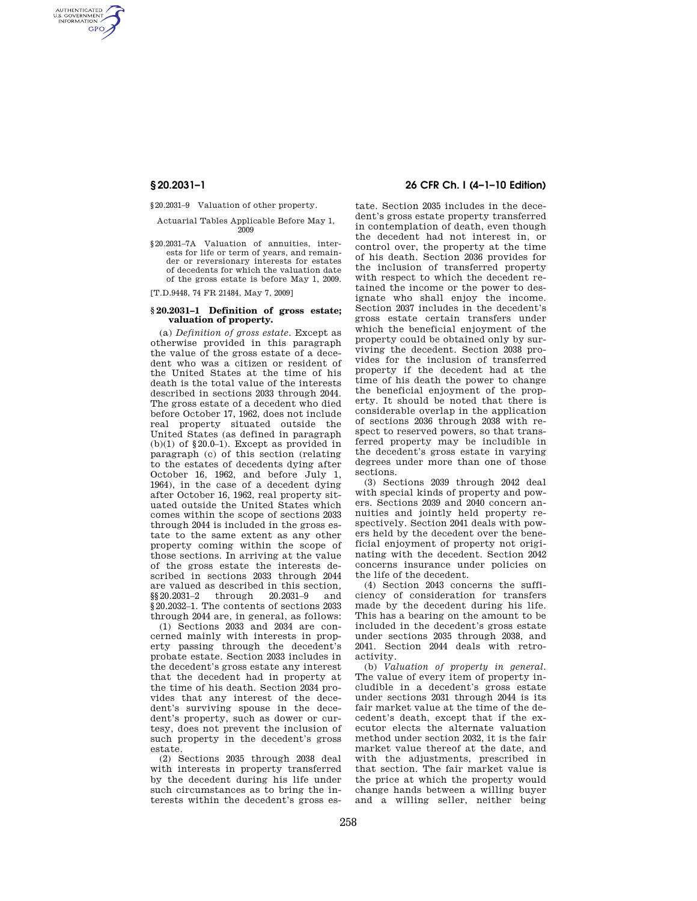§ 20.2031–9 Valuation of other property.

Actuarial Tables Applicable Before May 1, 2009

§ 20.2031–7A Valuation of annuities, interests for life or term of years, and remainder or reversionary interests for estates of decedents for which the valuation date of the gross estate is before May 1, 2009.

[T.D.9448, 74 FR 21484, May 7, 2009]

### § 20.2031–1 Definition of gross estate; valuation of property.

(a) *Definition of gross estate.* Except as otherwise provided in this paragraph the value of the gross estate of a decedent who was a citizen or resident of the United States at the time of his death is the total value of the interests described in sections 2033 through 2044. The gross estate of a decedent who died before October 17, 1962, does not include real property situated outside the United States (as defined in paragraph (b)(1) of § 20.0–1). Except as provided in paragraph (c) of this section (relating to the estates of decedents dying after October 16, 1962, and before July 1, 1964), in the case of a decedent dying after October 16, 1962, real property situated outside the United States which comes within the scope of sections 2033 through 2044 is included in the gross estate to the same extent as any other property coming within the scope of those sections. In arriving at the value of the gross estate the interests described in sections 2033 through 2044 are valued as described in this section, §§ 20.2031–2 through 20.2031–9 and § 20.2032–1. The contents of sections 2033 through 2044 are, in general, as follows:

(1) Sections 2033 and 2034 are concerned mainly with interests in property passing through the decedent's probate estate. Section 2033 includes in the decedent's gross estate any interest that the decedent had in property at the time of his death. Section 2034 provides that any interest of the decedent's surviving spouse in the decedent's property, such as dower or curtesy, does not prevent the inclusion of such property in the decedent's gross estate.

(2) Sections 2035 through 2038 deal with interests in property transferred by the decedent during his life under such circumstances as to bring the interests within the decedent's gross estate. Section 2035 includes in the decedent's gross estate property transferred in contemplation of death, even though the decedent had not interest in, or control over, the property at the time of his death. Section 2036 provides for the inclusion of transferred property with respect to which the decedent retained the income or the power to designate who shall enjoy the income. Section 2037 includes in the decedent's gross estate certain transfers under which the beneficial enjoyment of the property could be obtained only by surviving the decedent. Section 2038 provides for the inclusion of transferred property if the decedent had at the time of his death the power to change the beneficial enjoyment of the property. It should be noted that there is considerable overlap in the application of sections 2036 through 2038 with respect to reserved powers, so that transferred property may be includible in the decedent's gross estate in varying degrees under more than one of those sections.

(3) Sections 2039 through 2042 deal with special kinds of property and powers. Sections 2039 and 2040 concern annuities and jointly held property respectively. Section 2041 deals with powers held by the decedent over the beneficial enjoyment of property not originating with the decedent. Section 2042 concerns insurance under policies on the life of the decedent.

(4) Section 2043 concerns the sufficiency of consideration for transfers made by the decedent during his life. This has a bearing on the amount to be included in the decedent's gross estate under sections 2035 through 2038, and 2041. Section 2044 deals with retroactivity.

(b) *Valuation of property in general.* The value of every item of property includible in a decedent's gross estate under sections 2031 through 2044 is its fair market value at the time of the decedent's death, except that if the executor elects the alternate valuation method under section 2032, it is the fair market value thereof at the date, and with the adjustments, prescribed in that section. The fair market value is the price at which the property would change hands between a willing buyer and a willing seller, neither being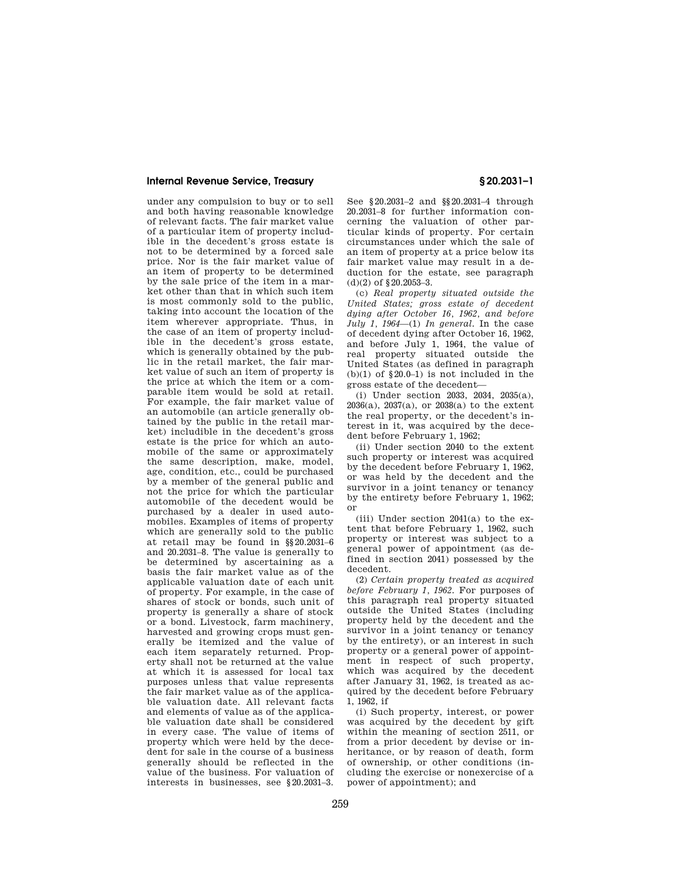under any compulsion to buy or to sell and both having reasonable knowledge of relevant facts. The fair market value of a particular item of property includible in the decedent's gross estate is not to be determined by a forced sale price. Nor is the fair market value of an item of property to be determined by the sale price of the item in a market other than that in which such item is most commonly sold to the public, taking into account the location of the item wherever appropriate. Thus, in the case of an item of property includible in the decedent's gross estate, which is generally obtained by the public in the retail market, the fair market value of such an item of property is the price at which the item or a comparable item would be sold at retail. For example, the fair market value of an automobile (an article generally obtained by the public in the retail market) includible in the decedent's gross estate is the price for which an automobile of the same or approximately the same description, make, model, age, condition, etc., could be purchased by a member of the general public and not the price for which the particular automobile of the decedent would be purchased by a dealer in used automobiles. Examples of items of property which are generally sold to the public at retail may be found in §§20.2031–6 and 20.2031–8. The value is generally to be determined by ascertaining as a basis the fair market value as of the applicable valuation date of each unit of property. For example, in the case of shares of stock or bonds, such unit of property is generally a share of stock or a bond. Livestock, farm machinery, harvested and growing crops must generally be itemized and the value of each item separately returned. Property shall not be returned at the value at which it is assessed for local tax purposes unless that value represents the fair market value as of the applicable valuation date. All relevant facts and elements of value as of the applicable valuation date shall be considered in every case. The value of items of property which were held by the decedent for sale in the course of a business generally should be reflected in the value of the business. For valuation of interests in businesses, see §20.2031–3. See §20.2031–2 and §§20.2031–4 through 20.2031–8 for further information concerning the valuation of other particular kinds of property. For certain circumstances under which the sale of an item of property at a price below its fair market value may result in a deduction for the estate, see paragraph (d)(2) of §20.2053–3.

(c) *Real property situated outside the United States; gross estate of decedent dying after October 16, 1962, and before July 1, 1964*—(1) *In general*. In the case of decedent dying after October 16, 1962, and before July 1, 1964, the value of real property situated outside the United States (as defined in paragraph (b)(1) of §20.0–1) is not included in the gross estate of the decedent—

(i) Under section 2033, 2034, 2035(a), 2036(a), 2037(a), or 2038(a) to the extent the real property, or the decedent's interest in it, was acquired by the decedent before February 1, 1962;

(ii) Under section 2040 to the extent such property or interest was acquired by the decedent before February 1, 1962, or was held by the decedent and the survivor in a joint tenancy or tenancy by the entirety before February 1, 1962; or

(iii) Under section 2041(a) to the extent that before February 1, 1962, such property or interest was subject to a general power of appointment (as defined in section 2041) possessed by the decedent.

(2) *Certain property treated as acquired before February 1, 1962*. For purposes of this paragraph real property situated outside the United States (including property held by the decedent and the survivor in a joint tenancy or tenancy by the entirety), or an interest in such property or a general power of appointment in respect of such property, which was acquired by the decedent after January 31, 1962, is treated as acquired by the decedent before February 1, 1962, if

(i) Such property, interest, or power was acquired by the decedent by gift within the meaning of section 2511, or from a prior decedent by devise or inheritance, or by reason of death, form of ownership, or other conditions (including the exercise or nonexercise of a power of appointment); and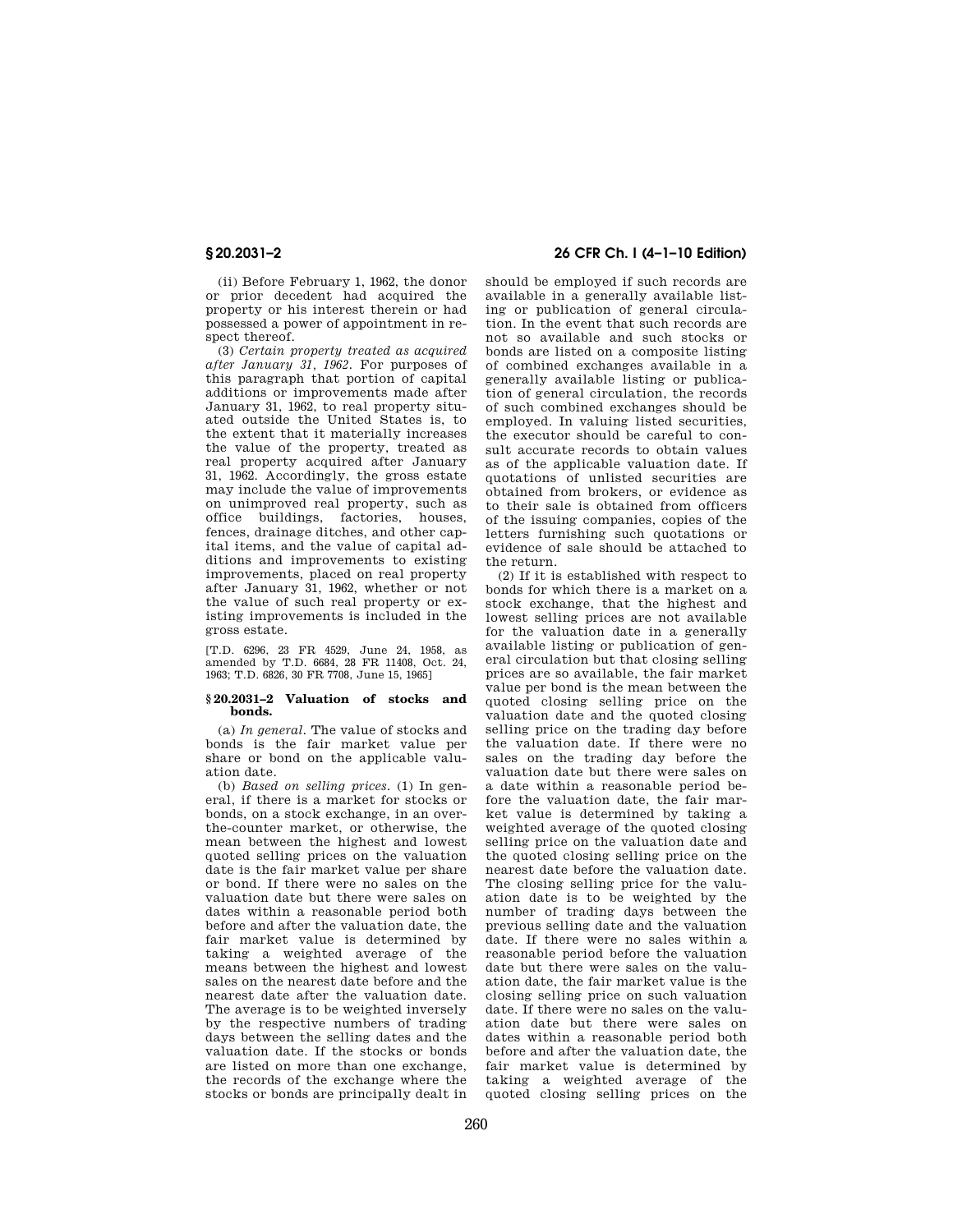(ii) Before February 1, 1962, the donor or prior decedent had acquired the property or his interest therein or had possessed a power of appointment in respect thereof.

(3) *Certain property treated as acquired after January 31, 1962.* For purposes of this paragraph that portion of capital additions or improvements made after January 31, 1962, to real property situated outside the United States is, to the extent that it materially increases the value of the property, treated as real property acquired after January 31, 1962. Accordingly, the gross estate may include the value of improvements on unimproved real property, such as office buildings, factories, houses, fences, drainage ditches, and other capital items, and the value of capital additions and improvements to existing improvements, placed on real property after January 31, 1962, whether or not the value of such real property or existing improvements is included in the gross estate.

[T.D. 6296, 23 FR 4529, June 24, 1958, as amended by T.D. 6684, 28 FR 11408, Oct. 24, 1963; T.D. 6826, 30 FR 7708, June 15, 1965]

## § 20.2031–2 Valuation of stocks and bonds.

(a) *In general.* The value of stocks and bonds is the fair market value per share or bond on the applicable valuation date.

(b) *Based on selling prices.* (1) In general, if there is a market for stocks or bonds, on a stock exchange, in an over-the-counter market, or otherwise, the mean between the highest and lowest quoted selling prices on the valuation date is the fair market value per share or bond. If there were no sales on the valuation date but there were sales on dates within a reasonable period both before and after the valuation date, the fair market value is determined by taking a weighted average of the means between the highest and lowest sales on the nearest date before and the nearest date after the valuation date. The average is to be weighted inversely by the respective numbers of trading days between the selling dates and the valuation date. If the stocks or bonds are listed on more than one exchange, the records of the exchange where the stocks or bonds are principally dealt in should be employed if such records are available in a generally available listing or publication of general circulation. In the event that such records are not so available and such stocks or bonds are listed on a composite listing of combined exchanges available in a generally available listing or publication of general circulation, the records of such combined exchanges should be employed. In valuing listed securities, the executor should be careful to consult accurate records to obtain values as of the applicable valuation date. If quotations of unlisted securities are obtained from brokers, or evidence as to their sale is obtained from officers of the issuing companies, copies of the letters furnishing such quotations or evidence of sale should be attached to the return.

(2) If it is established with respect to bonds for which there is a market on a stock exchange, that the highest and lowest selling prices are not available for the valuation date in a generally available listing or publication of general circulation but that closing selling prices are so available, the fair market value per bond is the mean between the quoted closing selling price on the valuation date and the quoted closing selling price on the trading day before the valuation date. If there were no sales on the trading day before the valuation date but there were sales on a date within a reasonable period before the valuation date, the fair market value is determined by taking a weighted average of the quoted closing selling price on the valuation date and the quoted closing selling price on the nearest date before the valuation date. The closing selling price for the valuation date is to be weighted by the number of trading days between the previous selling date and the valuation date. If there were no sales within a reasonable period before the valuation date but there were sales on the valuation date, the fair market value is the closing selling price on such valuation date. If there were no sales on the valuation date but there were sales on dates within a reasonable period both before and after the valuation date, the fair market value is determined by taking a weighted average of the quoted closing selling prices on the